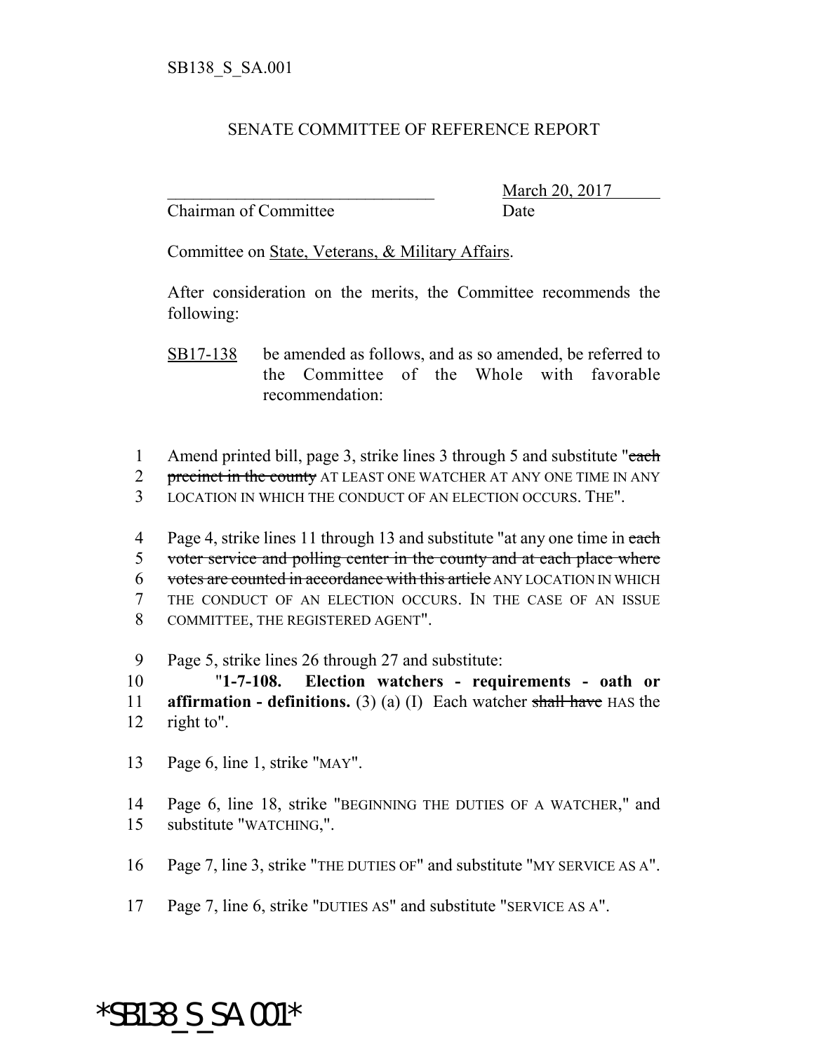SB138_S_SA.001

SENATE COMMITTEE OF REFERENCE REPORT

_______________________________ March 20, 2017
Chairman of Committee Date

Committee on State, Veterans, & Military Affairs.

After consideration on the merits, the Committee recommends the following:

SB17-138 be amended as follows, and as so amended, be referred to the Committee of the Whole with favorable recommendation:

1 Amend printed bill, page 3, strike lines 3 through 5 and substitute "~~each~~
2 ~~precinct in the county~~ AT LEAST ONE WATCHER AT ANY ONE TIME IN ANY
3 LOCATION IN WHICH THE CONDUCT OF AN ELECTION OCCURS. THE".

4 Page 4, strike lines 11 through 13 and substitute "at any one time in ~~each~~
5 ~~voter service and polling center in the county and at each place where~~
6 ~~votes are counted in accordance with this article~~ ANY LOCATION IN WHICH
7 THE CONDUCT OF AN ELECTION OCCURS. IN THE CASE OF AN ISSUE
8 COMMITTEE, THE REGISTERED AGENT".

9 Page 5, strike lines 26 through 27 and substitute:
10 "**1-7-108. Election watchers - requirements - oath or**
11 **affirmation - definitions.** (3) (a) (I) Each watcher ~~shall have~~ HAS the
12 right to".

13 Page 6, line 1, strike "MAY".

14 Page 6, line 18, strike "BEGINNING THE DUTIES OF A WATCHER," and
15 substitute "WATCHING,".

16 Page 7, line 3, strike "THE DUTIES OF" and substitute "MY SERVICE AS A".

17 Page 7, line 6, strike "DUTIES AS" and substitute "SERVICE AS A".

*SB138_S_SA.001*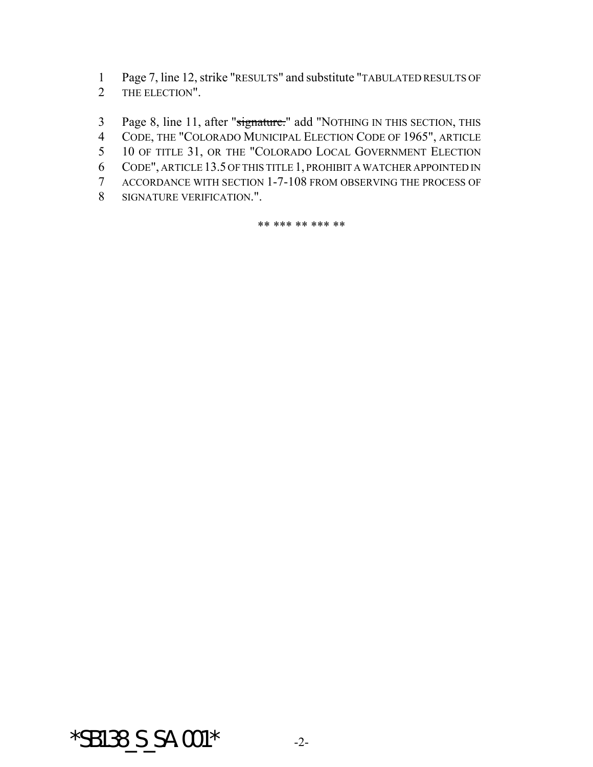1 Page 7, line 12, strike "RESULTS" and substitute "TABULATED RESULTS OF
2 THE ELECTION".

3 Page 8, line 11, after "~~signature.~~" add "NOTHING IN THIS SECTION, THIS
4 CODE, THE "COLORADO MUNICIPAL ELECTION CODE OF 1965", ARTICLE
5 10 OF TITLE 31, OR THE "COLORADO LOCAL GOVERNMENT ELECTION
6 CODE", ARTICLE 13.5 OF THIS TITLE 1, PROHIBIT A WATCHER APPOINTED IN
7 ACCORDANCE WITH SECTION 1-7-108 FROM OBSERVING THE PROCESS OF
8 SIGNATURE VERIFICATION.".

** *** ** *** **

*SB138_S_SA 001*